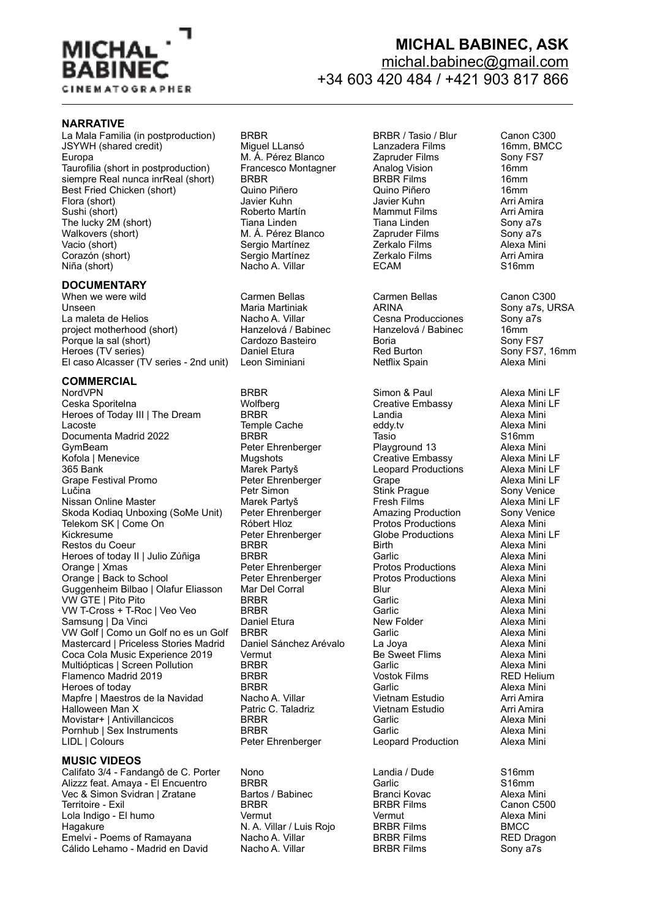MICHAL BABINEC
CINEMATOGRAPHER

# MICHAL BABINEC, ASK

michal.babinec@gmail.com
+34 603 420 484 / +421 903 817 866

## NARRATIVE

| | | | |
|---|---|---|---|
| La Mala Familia (in postproduction) | BRBR | BRBR / Tasio / Blur | Canon C300 |
| JSYWH (shared credit) | Miguel LLansó | Lanzadera Films | 16mm, BMCC |
| Europa | M. Á. Pérez Blanco | Zapruder Films | Sony FS7 |
| Taurofilia (short in postproduction) | Francesco Montagner | Analog Vision | 16mm |
| siempre Real nunca inrReal (short) | BRBR | BRBR Films | 16mm |
| Best Fried Chicken (short) | Quino Piñero | Quino Piñero | 16mm |
| Flora (short) | Javier Kuhn | Javier Kuhn | Arri Amira |
| Sushi (short) | Roberto Martín | Mammut Films | Arri Amira |
| The lucky 2M (short) | Tiana Linden | Tiana Linden | Sony a7s |
| Walkovers (short) | M. Á. Pérez Blanco | Zapruder Films | Sony a7s |
| Vacio (short) | Sergio Martínez | Zerkalo Films | Alexa Mini |
| Corazón (short) | Sergio Martínez | Zerkalo Films | Arri Amira |
| Niña (short) | Nacho A. Villar | ECAM | S16mm |

## DOCUMENTARY

| | | | |
|---|---|---|---|
| When we were wild | Carmen Bellas | Carmen Bellas | Canon C300 |
| Unseen | Maria Martiniak | ARINA | Sony a7s, URSA |
| La maleta de Helios | Nacho A. Villar | Cesna Producciones | Sony a7s |
| project motherhood (short) | Hanzelová / Babinec | Hanzelová / Babinec | 16mm |
| Porque la sal (short) | Cardozo Basteiro | Boria | Sony FS7 |
| Heroes (TV series) | Daniel Etura | Red Burton | Sony FS7, 16mm |
| El caso Alcasser (TV series - 2nd unit) | Leon Siminiani | Netflix Spain | Alexa Mini |

## COMMERCIAL

| | | | |
|---|---|---|---|
| NordVPN | BRBR | Simon & Paul | Alexa Mini LF |
| Ceska Sporitelna | Wolfberg | Creative Embassy | Alexa Mini LF |
| Heroes of Today III \| The Dream | BRBR | Landia | Alexa Mini |
| Lacoste | Temple Cache | eddy.tv | Alexa Mini |
| Documenta Madrid 2022 | BRBR | Tasio | S16mm |
| GymBeam | Peter Ehrenberger | Playground 13 | Alexa Mini |
| Kofola \| Menevice | Mugshots | Creative Embassy | Alexa Mini LF |
| 365 Bank | Marek Partyš | Leopard Productions | Alexa Mini LF |
| Grape Festival Promo | Peter Ehrenberger | Grape | Alexa Mini LF |
| Lučina | Petr Simon | Stink Prague | Sony Venice |
| Nissan Online Master | Marek Partyš | Fresh Films | Alexa Mini LF |
| Skoda Kodiaq Unboxing (SoMe Unit) | Peter Ehrenberger | Amazing Production | Sony Venice |
| Telekom SK \| Come On | Róbert Hloz | Protos Productions | Alexa Mini |
| Kickresume | Peter Ehrenberger | Globe Productions | Alexa Mini LF |
| Restos du Coeur | BRBR | Birth | Alexa Mini |
| Heroes of today II \| Julio Zúñiga | BRBR | Garlic | Alexa Mini |
| Orange \| Xmas | Peter Ehrenberger | Protos Productions | Alexa Mini |
| Orange \| Back to School | Peter Ehrenberger | Protos Productions | Alexa Mini |
| Guggenheim Bilbao \| Olafur Eliasson | Mar Del Corral | Blur | Alexa Mini |
| VW GTE \| Pito Pito | BRBR | Garlic | Alexa Mini |
| VW T-Cross + T-Roc \| Veo Veo | BRBR | Garlic | Alexa Mini |
| Samsung \| Da Vinci | Daniel Etura | New Folder | Alexa Mini |
| VW Golf \| Como un Golf no es un Golf | BRBR | Garlic | Alexa Mini |
| Mastercard \| Priceless Stories Madrid | Daniel Sánchez Arévalo | La Joya | Alexa Mini |
| Coca Cola Music Experience 2019 | Vermut | Be Sweet Flims | Alexa Mini |
| Multiópticas \| Screen Pollution | BRBR | Garlic | Alexa Mini |
| Flamenco Madrid 2019 | BRBR | Vostok Films | RED Helium |
| Heroes of today | BRBR | Garlic | Alexa Mini |
| Mapfre \| Maestros de la Navidad | Nacho A. Villar | Vietnam Estudio | Arri Amira |
| Halloween Man X | Patric C. Taladriz | Vietnam Estudio | Arri Amira |
| Movistar+ \| Antivillancicos | BRBR | Garlic | Alexa Mini |
| Pornhub \| Sex Instruments | BRBR | Garlic | Alexa Mini |
| LIDL \| Colours | Peter Ehrenberger | Leopard Production | Alexa Mini |

## MUSIC VIDEOS

| | | | |
|---|---|---|---|
| Califato 3/4 - Fandangô de C. Porter | Nono | Landia / Dude | S16mm |
| Alizzz feat. Amaya - El Encuentro | BRBR | Garlic | S16mm |
| Vec & Simon Svidran \| Zratane | Bartos / Babinec | Branci Kovac | Alexa Mini |
| Territoire - Exil | BRBR | BRBR Films | Canon C500 |
| Lola Indigo - El humo | Vermut | Vermut | Alexa Mini |
| Hagakure | N. A. Villar / Luis Rojo | BRBR Films | BMCC |
| Emelvi - Poems of Ramayana | Nacho A. Villar | BRBR Films | RED Dragon |
| Cálido Lehamo - Madrid en David | Nacho A. Villar | BRBR Films | Sony a7s |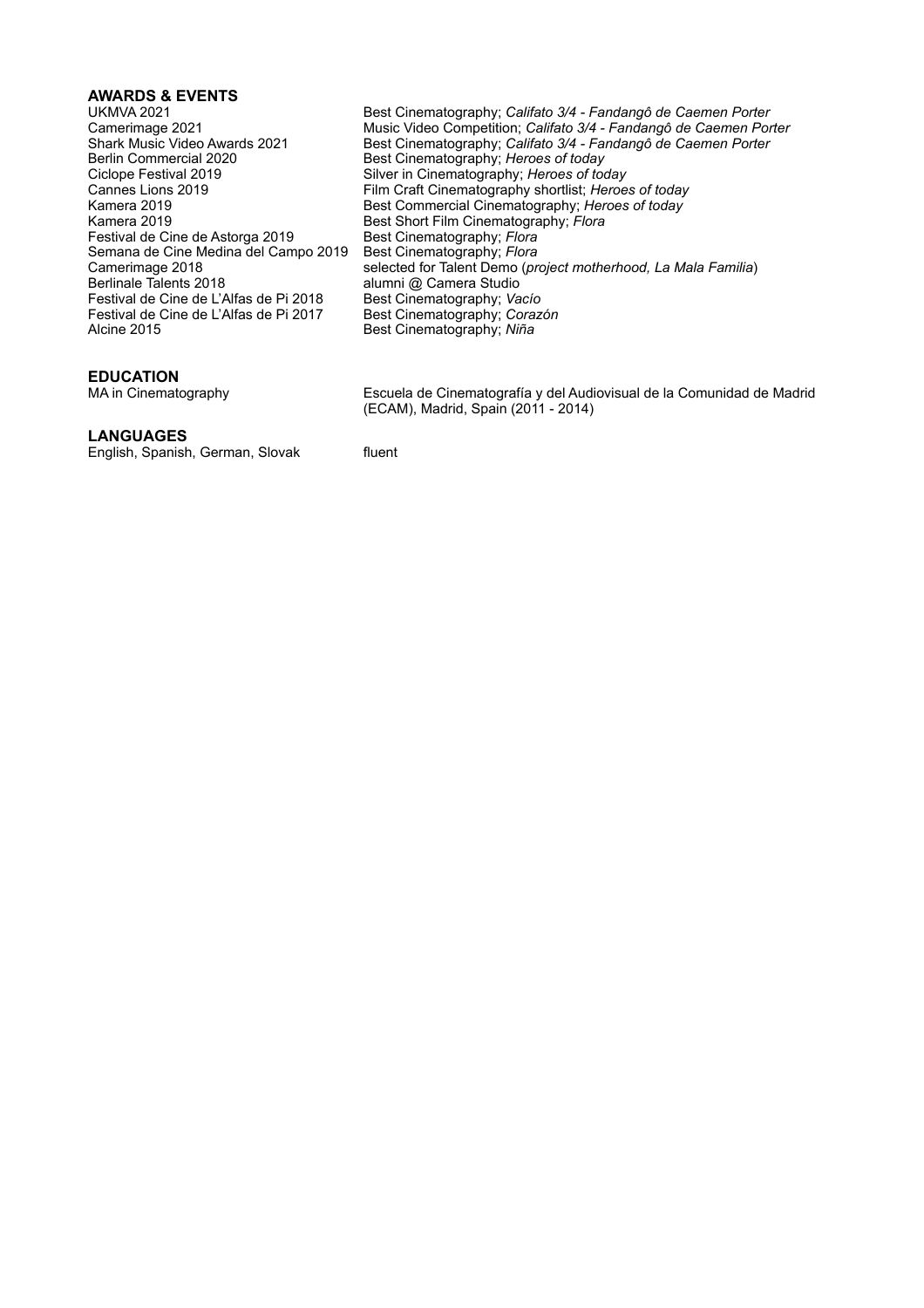## AWARDS & EVENTS

| | |
|---|---|
| UKMVA 2021 | Best Cinematography; *Califato 3/4 - Fandangô de Caemen Porter* |
| Camerimage 2021 | Music Video Competition; *Califato 3/4 - Fandangô de Caemen Porter* |
| Shark Music Video Awards 2021 | Best Cinematography; *Califato 3/4 - Fandangô de Caemen Porter* |
| Berlin Commercial 2020 | Best Cinematography; *Heroes of today* |
| Ciclope Festival 2019 | Silver in Cinematography; *Heroes of today* |
| Cannes Lions 2019 | Film Craft Cinematography shortlist; *Heroes of today* |
| Kamera 2019 | Best Commercial Cinematography; *Heroes of today* |
| Kamera 2019 | Best Short Film Cinematography; *Flora* |
| Festival de Cine de Astorga 2019 | Best Cinematography; *Flora* |
| Semana de Cine Medina del Campo 2019 | Best Cinematography; *Flora* |
| Camerimage 2018 | selected for Talent Demo (*project motherhood, La Mala Familia*) |
| Berlinale Talents 2018 | alumni @ Camera Studio |
| Festival de Cine de L'Alfas de Pi 2018 | Best Cinematography; *Vacío* |
| Festival de Cine de L'Alfas de Pi 2017 | Best Cinematography; *Corazón* |
| Alcine 2015 | Best Cinematography; *Niña* |

## EDUCATION

| | |
|---|---|
| MA in Cinematography | Escuela de Cinematografía y del Audiovisual de la Comunidad de Madrid (ECAM), Madrid, Spain (2011 - 2014) |

## LANGUAGES

| | |
|---|---|
| English, Spanish, German, Slovak | fluent |